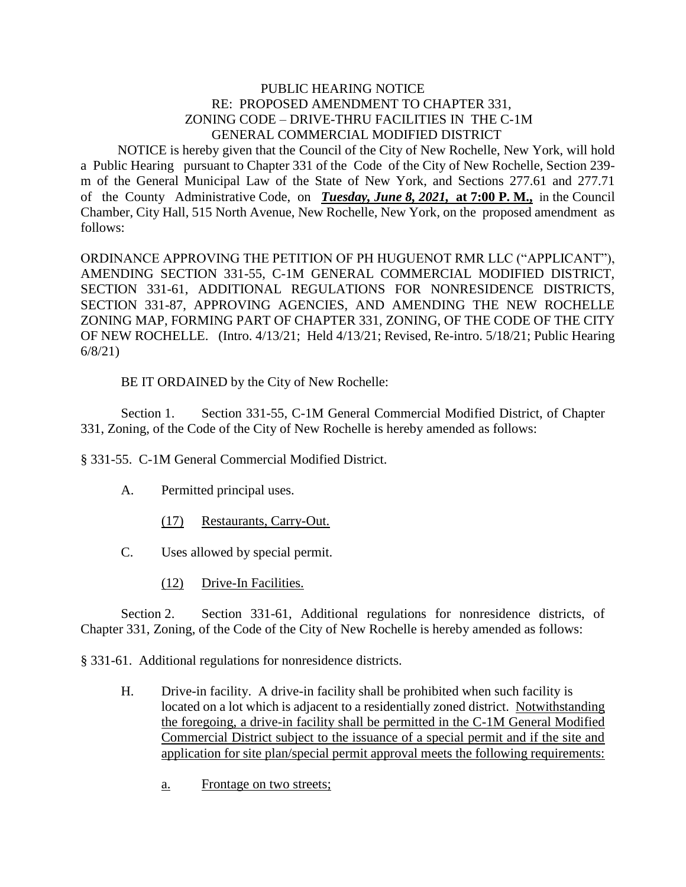PUBLIC HEARING NOTICE
RE: PROPOSED AMENDMENT TO CHAPTER 331,
ZONING CODE – DRIVE-THRU FACILITIES IN THE C-1M
GENERAL COMMERCIAL MODIFIED DISTRICT

NOTICE is hereby given that the Council of the City of New Rochelle, New York, will hold a Public Hearing pursuant to Chapter 331 of the Code of the City of New Rochelle, Section 239-m of the General Municipal Law of the State of New York, and Sections 277.61 and 277.71 of the County Administrative Code, on ***Tuesday, June 8, 2021,*** **at 7:00 P. M.,** in the Council Chamber, City Hall, 515 North Avenue, New Rochelle, New York, on the proposed amendment as follows:

ORDINANCE APPROVING THE PETITION OF PH HUGUENOT RMR LLC ("APPLICANT"), AMENDING SECTION 331-55, C-1M GENERAL COMMERCIAL MODIFIED DISTRICT, SECTION 331-61, ADDITIONAL REGULATIONS FOR NONRESIDENCE DISTRICTS, SECTION 331-87, APPROVING AGENCIES, AND AMENDING THE NEW ROCHELLE ZONING MAP, FORMING PART OF CHAPTER 331, ZONING, OF THE CODE OF THE CITY OF NEW ROCHELLE. (Intro. 4/13/21; Held 4/13/21; Revised, Re-intro. 5/18/21; Public Hearing 6/8/21)

BE IT ORDAINED by the City of New Rochelle:

Section 1. Section 331-55, C-1M General Commercial Modified District, of Chapter 331, Zoning, of the Code of the City of New Rochelle is hereby amended as follows:

§ 331-55. C-1M General Commercial Modified District.

A. Permitted principal uses.

(17) Restaurants, Carry-Out.

C. Uses allowed by special permit.

(12) Drive-In Facilities.

Section 2. Section 331-61, Additional regulations for nonresidence districts, of Chapter 331, Zoning, of the Code of the City of New Rochelle is hereby amended as follows:

§ 331-61. Additional regulations for nonresidence districts.

H. Drive-in facility. A drive-in facility shall be prohibited when such facility is located on a lot which is adjacent to a residentially zoned district. Notwithstanding the foregoing, a drive-in facility shall be permitted in the C-1M General Modified Commercial District subject to the issuance of a special permit and if the site and application for site plan/special permit approval meets the following requirements:

a. Frontage on two streets;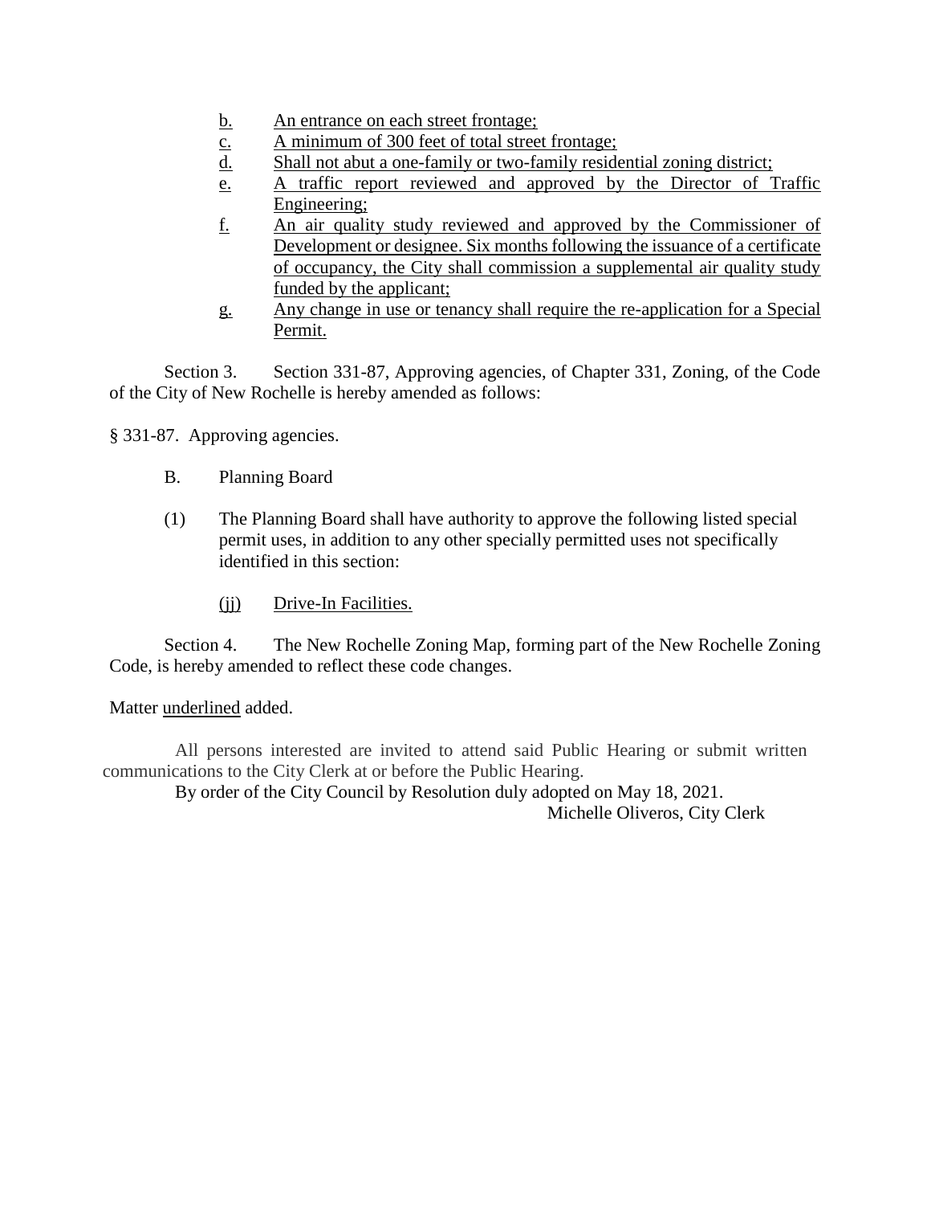b. An entrance on each street frontage;
c. A minimum of 300 feet of total street frontage;
d. Shall not abut a one-family or two-family residential zoning district;
e. A traffic report reviewed and approved by the Director of Traffic Engineering;
f. An air quality study reviewed and approved by the Commissioner of Development or designee. Six months following the issuance of a certificate of occupancy, the City shall commission a supplemental air quality study funded by the applicant;
g. Any change in use or tenancy shall require the re-application for a Special Permit.

Section 3. Section 331-87, Approving agencies, of Chapter 331, Zoning, of the Code of the City of New Rochelle is hereby amended as follows:

§ 331-87. Approving agencies.

B. Planning Board

(1) The Planning Board shall have authority to approve the following listed special permit uses, in addition to any other specially permitted uses not specifically identified in this section:

(jj) Drive-In Facilities.

Section 4. The New Rochelle Zoning Map, forming part of the New Rochelle Zoning Code, is hereby amended to reflect these code changes.

Matter underlined added.

All persons interested are invited to attend said Public Hearing or submit written communications to the City Clerk at or before the Public Hearing.

By order of the City Council by Resolution duly adopted on May 18, 2021.

Michelle Oliveros, City Clerk